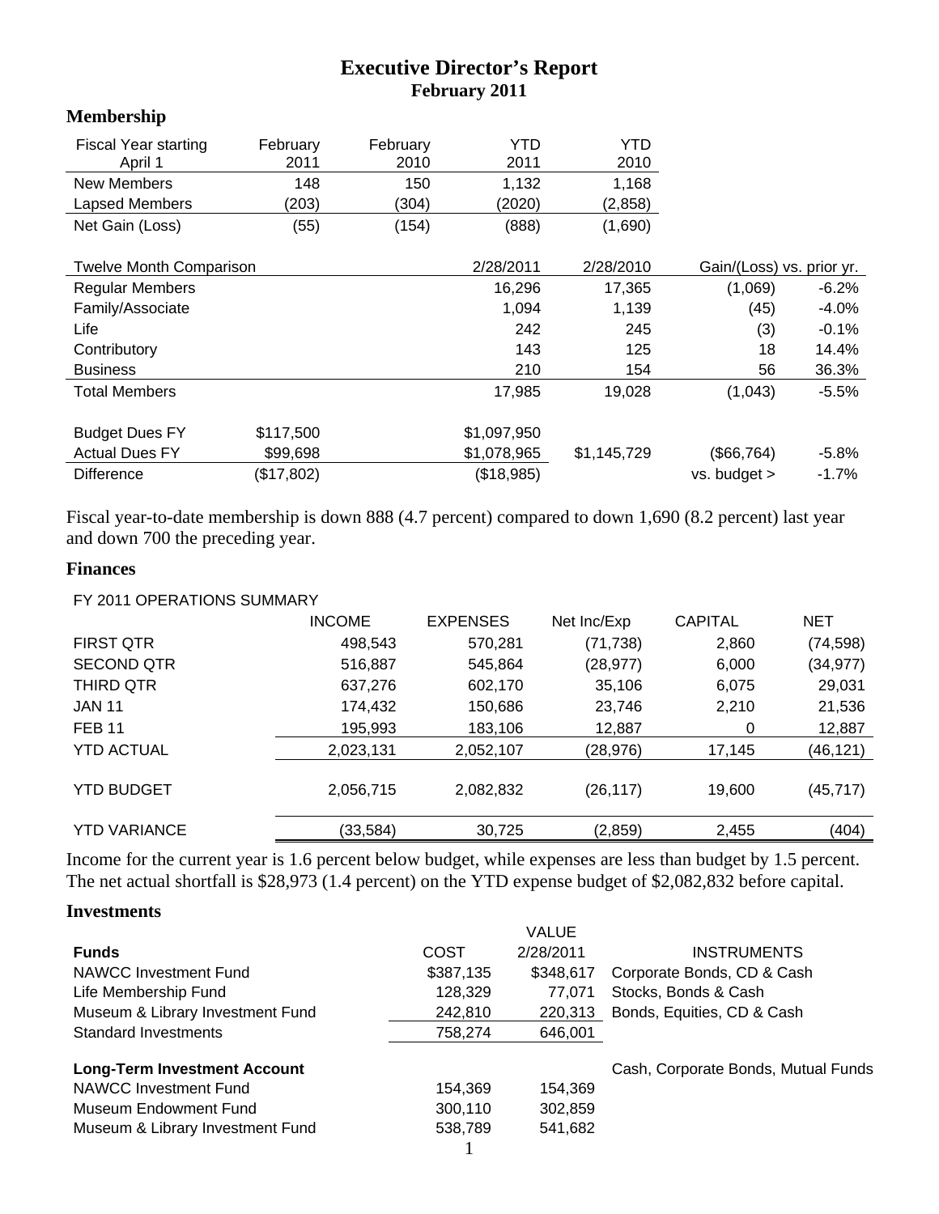# Executive Director's Report
## February 2011

### Membership

| Fiscal Year starting April 1 | February 2011 | February 2010 | YTD 2011 | YTD 2010 |
|---|---|---|---|---|
| New Members | 148 | 150 | 1,132 | 1,168 |
| Lapsed Members | (203) | (304) | (2020) | (2,858) |
| Net Gain (Loss) | (55) | (154) | (888) | (1,690) |

| Twelve Month Comparison | | 2/28/2011 | 2/28/2010 | Gain/(Loss) vs. prior yr. | |
|---|---|---|---|---|---|
| Regular Members | | 16,296 | 17,365 | (1,069) | -6.2% |
| Family/Associate | | 1,094 | 1,139 | (45) | -4.0% |
| Life | | 242 | 245 | (3) | -0.1% |
| Contributory | | 143 | 125 | 18 | 14.4% |
| Business | | 210 | 154 | 56 | 36.3% |
| Total Members | | 17,985 | 19,028 | (1,043) | -5.5% |
| | | | | | |
| Budget Dues FY | $117,500 | $1,097,950 | | | |
| Actual Dues FY | $99,698 | $1,078,965 | $1,145,729 | ($66,764) | -5.8% |
| Difference | ($17,802) | ($18,985) | | vs. budget > | -1.7% |

Fiscal year-to-date membership is down 888 (4.7 percent) compared to down 1,690 (8.2 percent) last year and down 700 the preceding year.

### Finances

FY 2011 OPERATIONS SUMMARY

| | INCOME | EXPENSES | Net Inc/Exp | CAPITAL | NET |
|---|---|---|---|---|---|
| FIRST QTR | 498,543 | 570,281 | (71,738) | 2,860 | (74,598) |
| SECOND QTR | 516,887 | 545,864 | (28,977) | 6,000 | (34,977) |
| THIRD QTR | 637,276 | 602,170 | 35,106 | 6,075 | 29,031 |
| JAN 11 | 174,432 | 150,686 | 23,746 | 2,210 | 21,536 |
| FEB 11 | 195,993 | 183,106 | 12,887 | 0 | 12,887 |
| YTD ACTUAL | 2,023,131 | 2,052,107 | (28,976) | 17,145 | (46,121) |
| YTD BUDGET | 2,056,715 | 2,082,832 | (26,117) | 19,600 | (45,717) |
| YTD VARIANCE | (33,584) | 30,725 | (2,859) | 2,455 | (404) |

Income for the current year is 1.6 percent below budget, while expenses are less than budget by 1.5 percent. The net actual shortfall is $28,973 (1.4 percent) on the YTD expense budget of $2,082,832 before capital.

### Investments

| Funds | COST | VALUE 2/28/2011 | INSTRUMENTS |
|---|---|---|---|
| NAWCC Investment Fund | $387,135 | $348,617 | Corporate Bonds, CD & Cash |
| Life Membership Fund | 128,329 | 77,071 | Stocks, Bonds & Cash |
| Museum & Library Investment Fund | 242,810 | 220,313 | Bonds, Equities, CD & Cash |
| Standard Investments | 758,274 | 646,001 | |
| | | | |
| **Long-Term Investment Account** | | | Cash, Corporate Bonds, Mutual Funds |
| NAWCC Investment Fund | 154,369 | 154,369 | |
| Museum Endowment Fund | 300,110 | 302,859 | |
| Museum & Library Investment Fund | 538,789 | 541,682 | |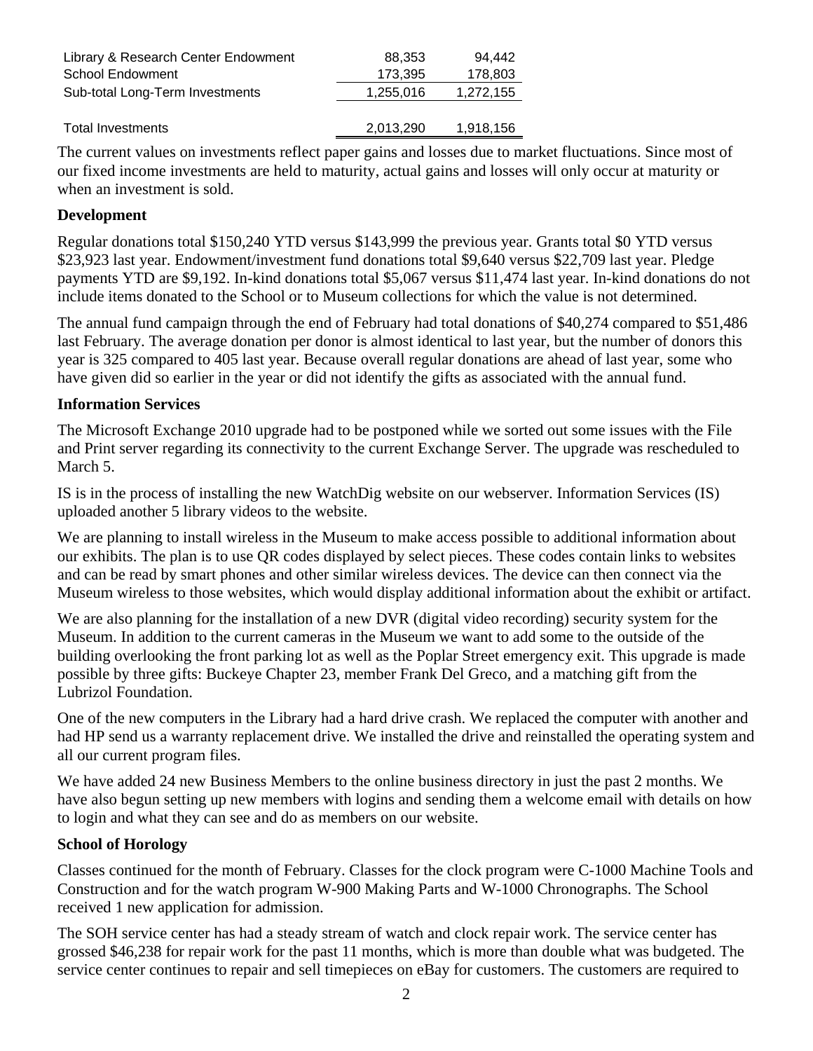| | | |
|---|---|---|
| Library & Research Center Endowment | 88,353 | 94,442 |
| School Endowment | 173,395 | 178,803 |
| Sub-total Long-Term Investments | 1,255,016 | 1,272,155 |
| | | |
| Total Investments | 2,013,290 | 1,918,156 |

The current values on investments reflect paper gains and losses due to market fluctuations. Since most of our fixed income investments are held to maturity, actual gains and losses will only occur at maturity or when an investment is sold.

**Development**

Regular donations total $150,240 YTD versus $143,999 the previous year. Grants total $0 YTD versus $23,923 last year. Endowment/investment fund donations total $9,640 versus $22,709 last year. Pledge payments YTD are $9,192. In-kind donations total $5,067 versus $11,474 last year. In-kind donations do not include items donated to the School or to Museum collections for which the value is not determined.

The annual fund campaign through the end of February had total donations of $40,274 compared to $51,486 last February. The average donation per donor is almost identical to last year, but the number of donors this year is 325 compared to 405 last year. Because overall regular donations are ahead of last year, some who have given did so earlier in the year or did not identify the gifts as associated with the annual fund.

**Information Services**

The Microsoft Exchange 2010 upgrade had to be postponed while we sorted out some issues with the File and Print server regarding its connectivity to the current Exchange Server. The upgrade was rescheduled to March 5.

IS is in the process of installing the new WatchDig website on our webserver. Information Services (IS) uploaded another 5 library videos to the website.

We are planning to install wireless in the Museum to make access possible to additional information about our exhibits. The plan is to use QR codes displayed by select pieces. These codes contain links to websites and can be read by smart phones and other similar wireless devices. The device can then connect via the Museum wireless to those websites, which would display additional information about the exhibit or artifact.

We are also planning for the installation of a new DVR (digital video recording) security system for the Museum. In addition to the current cameras in the Museum we want to add some to the outside of the building overlooking the front parking lot as well as the Poplar Street emergency exit. This upgrade is made possible by three gifts: Buckeye Chapter 23, member Frank Del Greco, and a matching gift from the Lubrizol Foundation.

One of the new computers in the Library had a hard drive crash. We replaced the computer with another and had HP send us a warranty replacement drive. We installed the drive and reinstalled the operating system and all our current program files.

We have added 24 new Business Members to the online business directory in just the past 2 months. We have also begun setting up new members with logins and sending them a welcome email with details on how to login and what they can see and do as members on our website.

**School of Horology**

Classes continued for the month of February. Classes for the clock program were C-1000 Machine Tools and Construction and for the watch program W-900 Making Parts and W-1000 Chronographs. The School received 1 new application for admission.

The SOH service center has had a steady stream of watch and clock repair work. The service center has grossed $46,238 for repair work for the past 11 months, which is more than double what was budgeted. The service center continues to repair and sell timepieces on eBay for customers. The customers are required to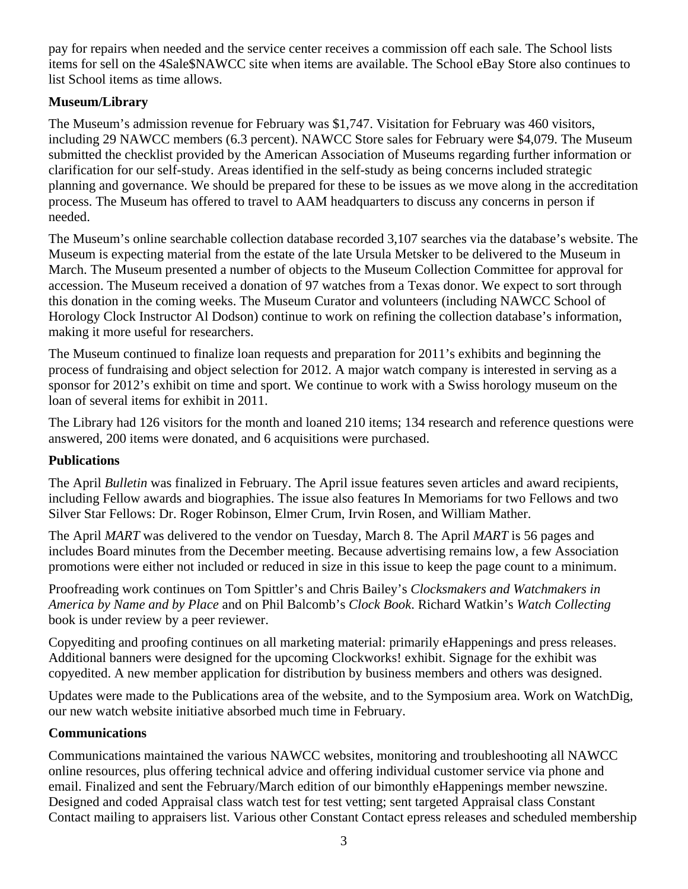pay for repairs when needed and the service center receives a commission off each sale. The School lists items for sell on the 4Sale$NAWCC site when items are available. The School eBay Store also continues to list School items as time allows.

**Museum/Library**

The Museum's admission revenue for February was $1,747. Visitation for February was 460 visitors, including 29 NAWCC members (6.3 percent). NAWCC Store sales for February were $4,079. The Museum submitted the checklist provided by the American Association of Museums regarding further information or clarification for our self-study. Areas identified in the self-study as being concerns included strategic planning and governance. We should be prepared for these to be issues as we move along in the accreditation process. The Museum has offered to travel to AAM headquarters to discuss any concerns in person if needed.

The Museum's online searchable collection database recorded 3,107 searches via the database's website. The Museum is expecting material from the estate of the late Ursula Metsker to be delivered to the Museum in March. The Museum presented a number of objects to the Museum Collection Committee for approval for accession. The Museum received a donation of 97 watches from a Texas donor. We expect to sort through this donation in the coming weeks. The Museum Curator and volunteers (including NAWCC School of Horology Clock Instructor Al Dodson) continue to work on refining the collection database's information, making it more useful for researchers.

The Museum continued to finalize loan requests and preparation for 2011's exhibits and beginning the process of fundraising and object selection for 2012. A major watch company is interested in serving as a sponsor for 2012's exhibit on time and sport. We continue to work with a Swiss horology museum on the loan of several items for exhibit in 2011.

The Library had 126 visitors for the month and loaned 210 items; 134 research and reference questions were answered, 200 items were donated, and 6 acquisitions were purchased.

**Publications**

The April *Bulletin* was finalized in February. The April issue features seven articles and award recipients, including Fellow awards and biographies. The issue also features In Memoriams for two Fellows and two Silver Star Fellows: Dr. Roger Robinson, Elmer Crum, Irvin Rosen, and William Mather.

The April *MART* was delivered to the vendor on Tuesday, March 8. The April *MART* is 56 pages and includes Board minutes from the December meeting. Because advertising remains low, a few Association promotions were either not included or reduced in size in this issue to keep the page count to a minimum.

Proofreading work continues on Tom Spittler's and Chris Bailey's *Clocksmakers and Watchmakers in America by Name and by Place* and on Phil Balcomb's *Clock Book*. Richard Watkin's *Watch Collecting* book is under review by a peer reviewer.

Copyediting and proofing continues on all marketing material: primarily eHappenings and press releases. Additional banners were designed for the upcoming Clockworks! exhibit. Signage for the exhibit was copyedited. A new member application for distribution by business members and others was designed.

Updates were made to the Publications area of the website, and to the Symposium area. Work on WatchDig, our new watch website initiative absorbed much time in February.

**Communications**

Communications maintained the various NAWCC websites, monitoring and troubleshooting all NAWCC online resources, plus offering technical advice and offering individual customer service via phone and email. Finalized and sent the February/March edition of our bimonthly eHappenings member newszine. Designed and coded Appraisal class watch test for test vetting; sent targeted Appraisal class Constant Contact mailing to appraisers list. Various other Constant Contact epress releases and scheduled membership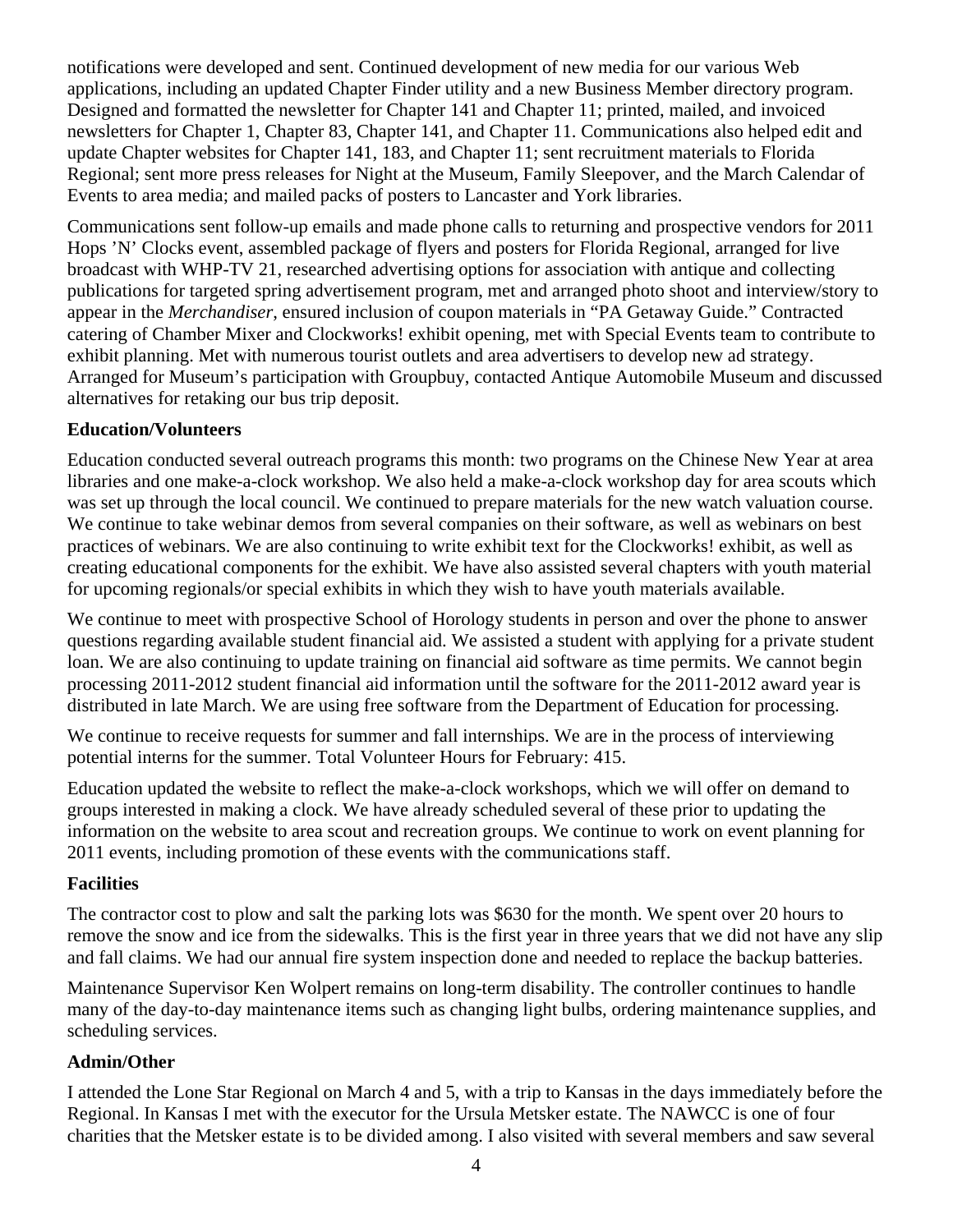notifications were developed and sent. Continued development of new media for our various Web applications, including an updated Chapter Finder utility and a new Business Member directory program. Designed and formatted the newsletter for Chapter 141 and Chapter 11; printed, mailed, and invoiced newsletters for Chapter 1, Chapter 83, Chapter 141, and Chapter 11. Communications also helped edit and update Chapter websites for Chapter 141, 183, and Chapter 11; sent recruitment materials to Florida Regional; sent more press releases for Night at the Museum, Family Sleepover, and the March Calendar of Events to area media; and mailed packs of posters to Lancaster and York libraries.

Communications sent follow-up emails and made phone calls to returning and prospective vendors for 2011 Hops 'N' Clocks event, assembled package of flyers and posters for Florida Regional, arranged for live broadcast with WHP-TV 21, researched advertising options for association with antique and collecting publications for targeted spring advertisement program, met and arranged photo shoot and interview/story to appear in the *Merchandiser*, ensured inclusion of coupon materials in "PA Getaway Guide." Contracted catering of Chamber Mixer and Clockworks! exhibit opening, met with Special Events team to contribute to exhibit planning. Met with numerous tourist outlets and area advertisers to develop new ad strategy. Arranged for Museum's participation with Groupbuy, contacted Antique Automobile Museum and discussed alternatives for retaking our bus trip deposit.

**Education/Volunteers**

Education conducted several outreach programs this month: two programs on the Chinese New Year at area libraries and one make-a-clock workshop. We also held a make-a-clock workshop day for area scouts which was set up through the local council. We continued to prepare materials for the new watch valuation course. We continue to take webinar demos from several companies on their software, as well as webinars on best practices of webinars. We are also continuing to write exhibit text for the Clockworks! exhibit, as well as creating educational components for the exhibit. We have also assisted several chapters with youth material for upcoming regionals/or special exhibits in which they wish to have youth materials available.

We continue to meet with prospective School of Horology students in person and over the phone to answer questions regarding available student financial aid. We assisted a student with applying for a private student loan. We are also continuing to update training on financial aid software as time permits. We cannot begin processing 2011-2012 student financial aid information until the software for the 2011-2012 award year is distributed in late March. We are using free software from the Department of Education for processing.

We continue to receive requests for summer and fall internships. We are in the process of interviewing potential interns for the summer. Total Volunteer Hours for February: 415.

Education updated the website to reflect the make-a-clock workshops, which we will offer on demand to groups interested in making a clock. We have already scheduled several of these prior to updating the information on the website to area scout and recreation groups. We continue to work on event planning for 2011 events, including promotion of these events with the communications staff.

**Facilities**

The contractor cost to plow and salt the parking lots was $630 for the month. We spent over 20 hours to remove the snow and ice from the sidewalks. This is the first year in three years that we did not have any slip and fall claims. We had our annual fire system inspection done and needed to replace the backup batteries.

Maintenance Supervisor Ken Wolpert remains on long-term disability. The controller continues to handle many of the day-to-day maintenance items such as changing light bulbs, ordering maintenance supplies, and scheduling services.

**Admin/Other**

I attended the Lone Star Regional on March 4 and 5, with a trip to Kansas in the days immediately before the Regional. In Kansas I met with the executor for the Ursula Metsker estate. The NAWCC is one of four charities that the Metsker estate is to be divided among. I also visited with several members and saw several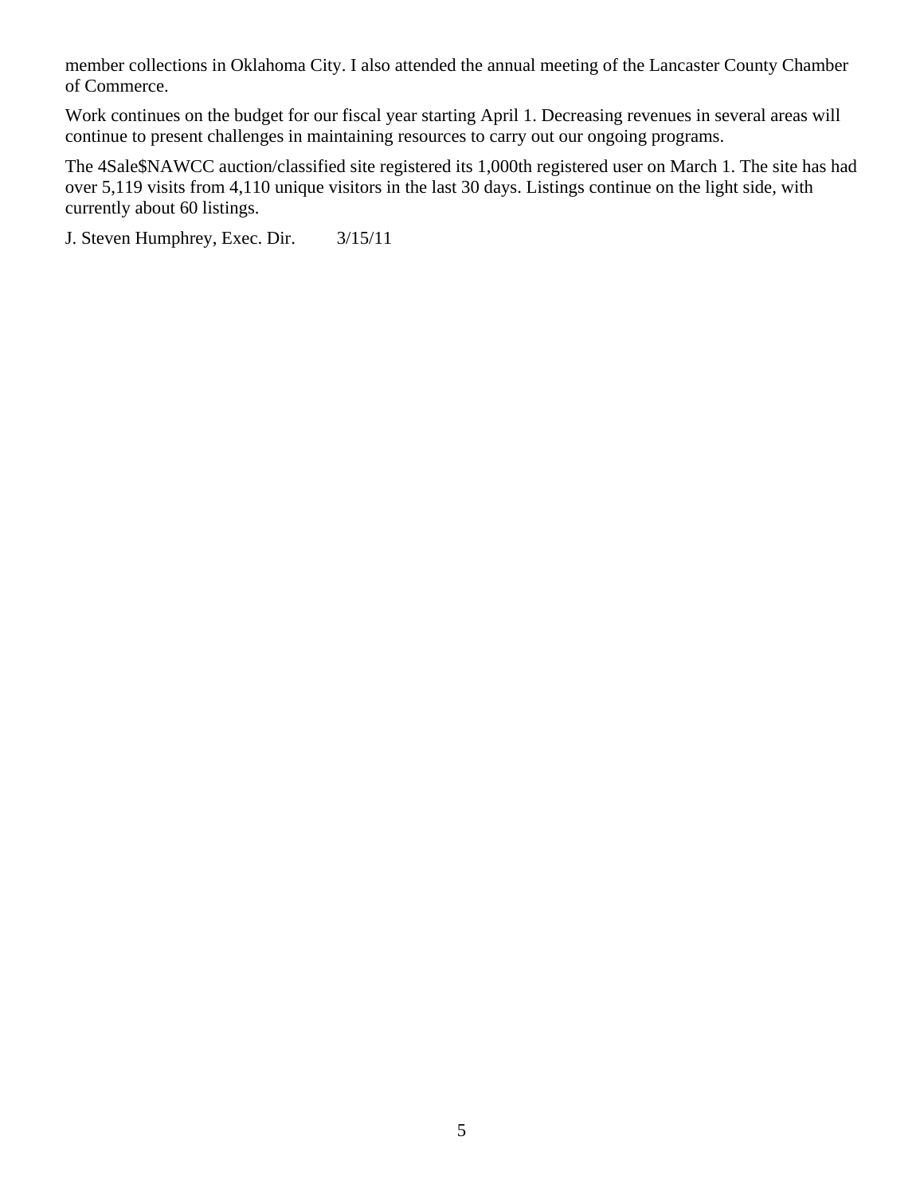member collections in Oklahoma City. I also attended the annual meeting of the Lancaster County Chamber of Commerce.

Work continues on the budget for our fiscal year starting April 1. Decreasing revenues in several areas will continue to present challenges in maintaining resources to carry out our ongoing programs.

The 4Sale$NAWCC auction/classified site registered its 1,000th registered user on March 1. The site has had over 5,119 visits from 4,110 unique visitors in the last 30 days. Listings continue on the light side, with currently about 60 listings.

J. Steven Humphrey, Exec. Dir.        3/15/11